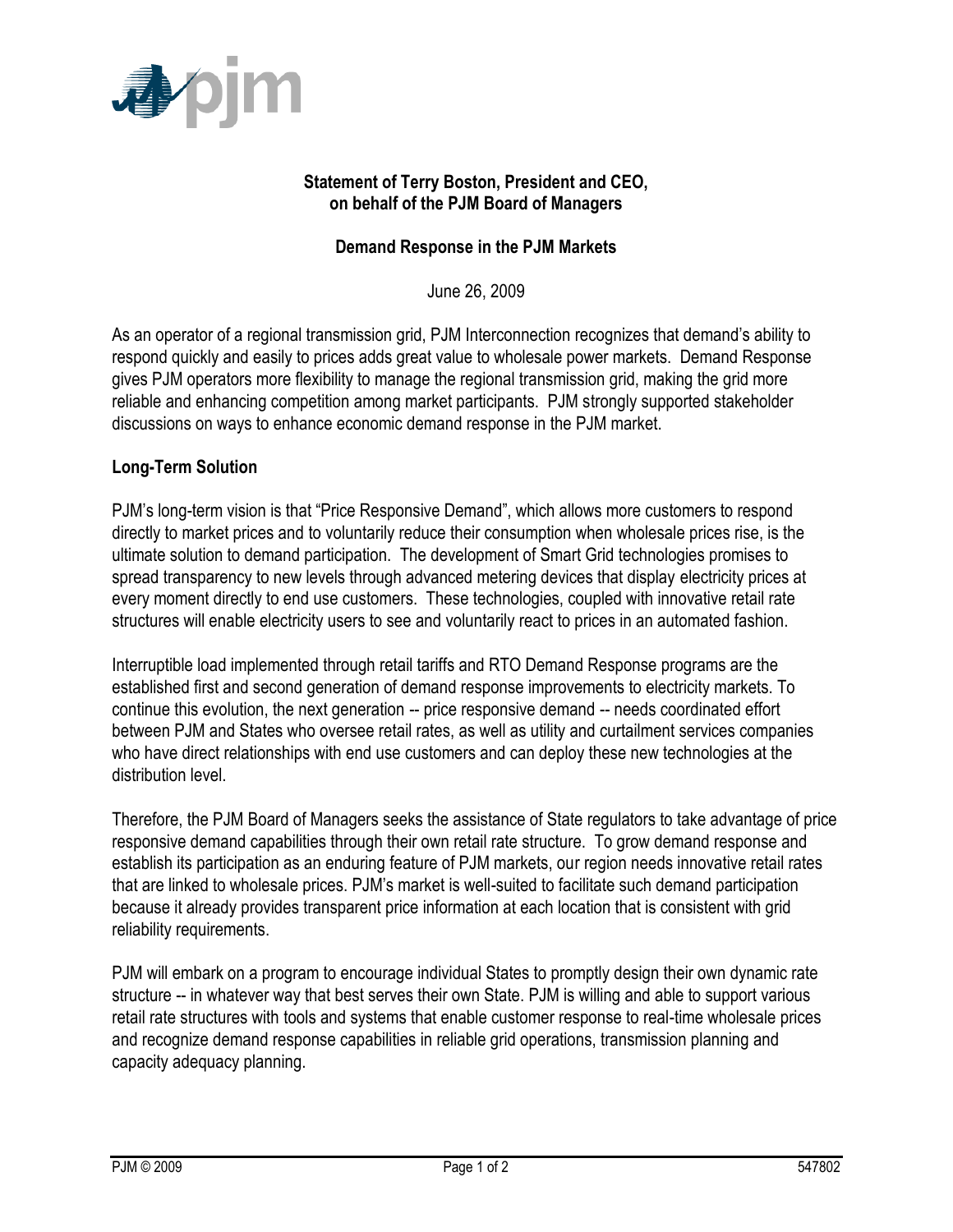**Statement of Terry Boston, President and CEO,**
**on behalf of the PJM Board of Managers**

**Demand Response in the PJM Markets**

June 26, 2009

As an operator of a regional transmission grid, PJM Interconnection recognizes that demand's ability to respond quickly and easily to prices adds great value to wholesale power markets. Demand Response gives PJM operators more flexibility to manage the regional transmission grid, making the grid more reliable and enhancing competition among market participants. PJM strongly supported stakeholder discussions on ways to enhance economic demand response in the PJM market.

## Long-Term Solution

PJM's long-term vision is that "Price Responsive Demand", which allows more customers to respond directly to market prices and to voluntarily reduce their consumption when wholesale prices rise, is the ultimate solution to demand participation. The development of Smart Grid technologies promises to spread transparency to new levels through advanced metering devices that display electricity prices at every moment directly to end use customers. These technologies, coupled with innovative retail rate structures will enable electricity users to see and voluntarily react to prices in an automated fashion.

Interruptible load implemented through retail tariffs and RTO Demand Response programs are the established first and second generation of demand response improvements to electricity markets. To continue this evolution, the next generation -- price responsive demand -- needs coordinated effort between PJM and States who oversee retail rates, as well as utility and curtailment services companies who have direct relationships with end use customers and can deploy these new technologies at the distribution level.

Therefore, the PJM Board of Managers seeks the assistance of State regulators to take advantage of price responsive demand capabilities through their own retail rate structure. To grow demand response and establish its participation as an enduring feature of PJM markets, our region needs innovative retail rates that are linked to wholesale prices. PJM's market is well-suited to facilitate such demand participation because it already provides transparent price information at each location that is consistent with grid reliability requirements.

PJM will embark on a program to encourage individual States to promptly design their own dynamic rate structure -- in whatever way that best serves their own State. PJM is willing and able to support various retail rate structures with tools and systems that enable customer response to real-time wholesale prices and recognize demand response capabilities in reliable grid operations, transmission planning and capacity adequacy planning.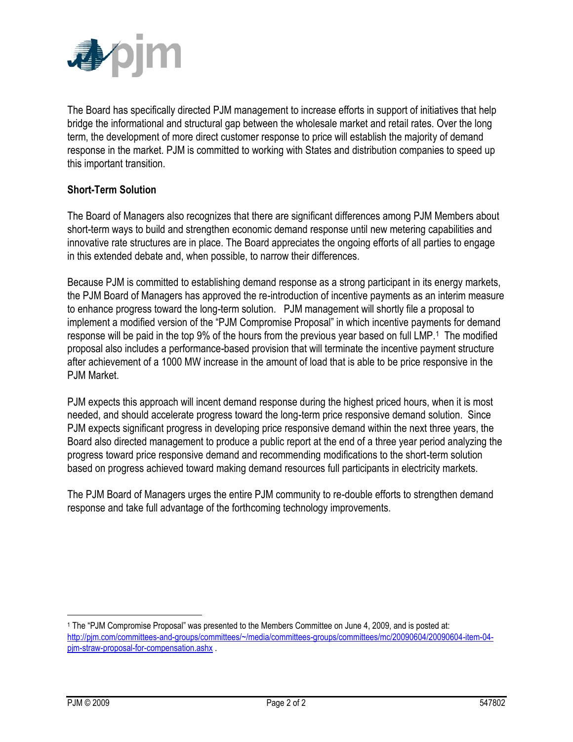The Board has specifically directed PJM management to increase efforts in support of initiatives that help bridge the informational and structural gap between the wholesale market and retail rates. Over the long term, the development of more direct customer response to price will establish the majority of demand response in the market. PJM is committed to working with States and distribution companies to speed up this important transition.

**Short-Term Solution**

The Board of Managers also recognizes that there are significant differences among PJM Members about short-term ways to build and strengthen economic demand response until new metering capabilities and innovative rate structures are in place. The Board appreciates the ongoing efforts of all parties to engage in this extended debate and, when possible, to narrow their differences.

Because PJM is committed to establishing demand response as a strong participant in its energy markets, the PJM Board of Managers has approved the re-introduction of incentive payments as an interim measure to enhance progress toward the long-term solution. PJM management will shortly file a proposal to implement a modified version of the "PJM Compromise Proposal" in which incentive payments for demand response will be paid in the top 9% of the hours from the previous year based on full LMP.[1] The modified proposal also includes a performance-based provision that will terminate the incentive payment structure after achievement of a 1000 MW increase in the amount of load that is able to be price responsive in the PJM Market.

PJM expects this approach will incent demand response during the highest priced hours, when it is most needed, and should accelerate progress toward the long-term price responsive demand solution. Since PJM expects significant progress in developing price responsive demand within the next three years, the Board also directed management to produce a public report at the end of a three year period analyzing the progress toward price responsive demand and recommending modifications to the short-term solution based on progress achieved toward making demand resources full participants in electricity markets.

The PJM Board of Managers urges the entire PJM community to re-double efforts to strengthen demand response and take full advantage of the forthcoming technology improvements.

---

[1] The "PJM Compromise Proposal" was presented to the Members Committee on June 4, 2009, and is posted at: http://pjm.com/committees-and-groups/committees/~/media/committees-groups/committees/mc/20090604/20090604-item-04-pjm-straw-proposal-for-compensation.ashx .